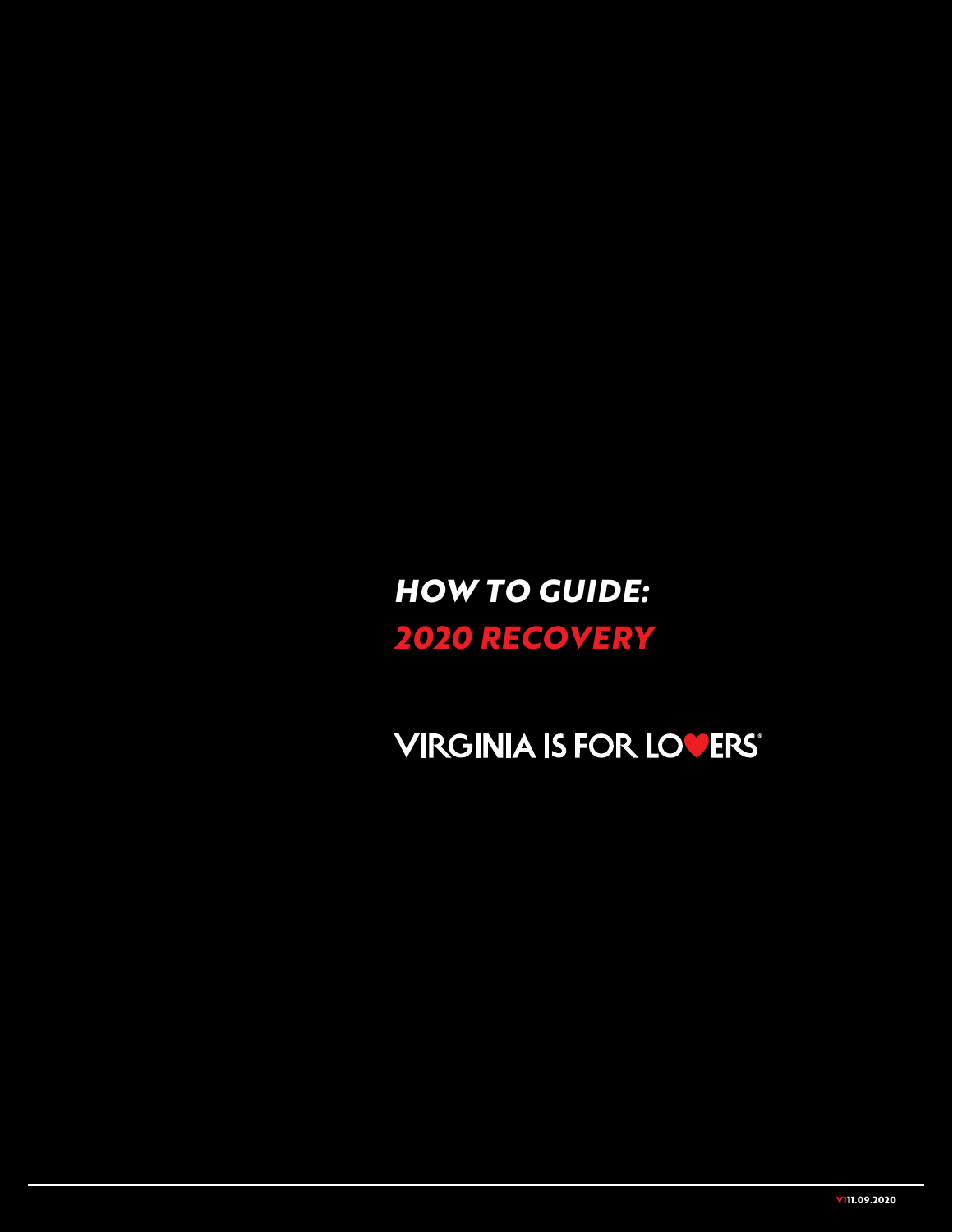# *HOW TO GUIDE:*
# *2020 RECOVERY*

VIRGINIA IS FOR LOVERS®

V1 11.09.2020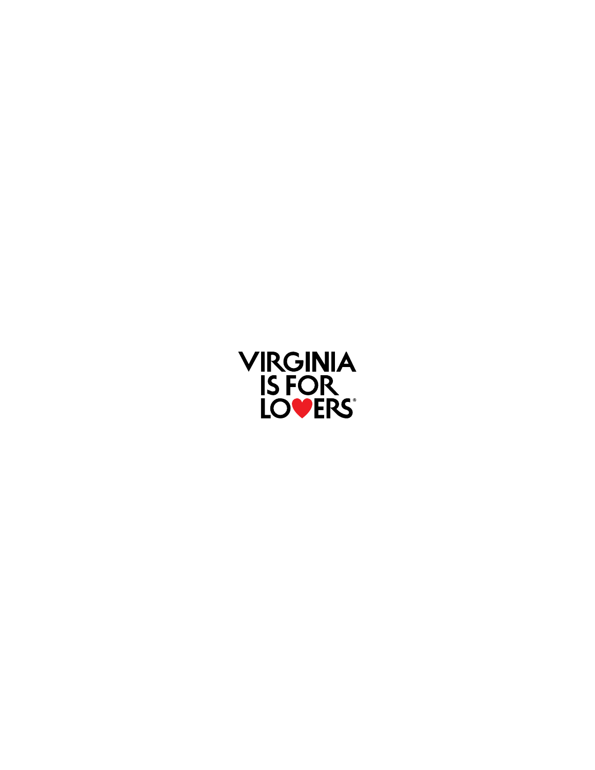VIRGINIA IS FOR LOVERS®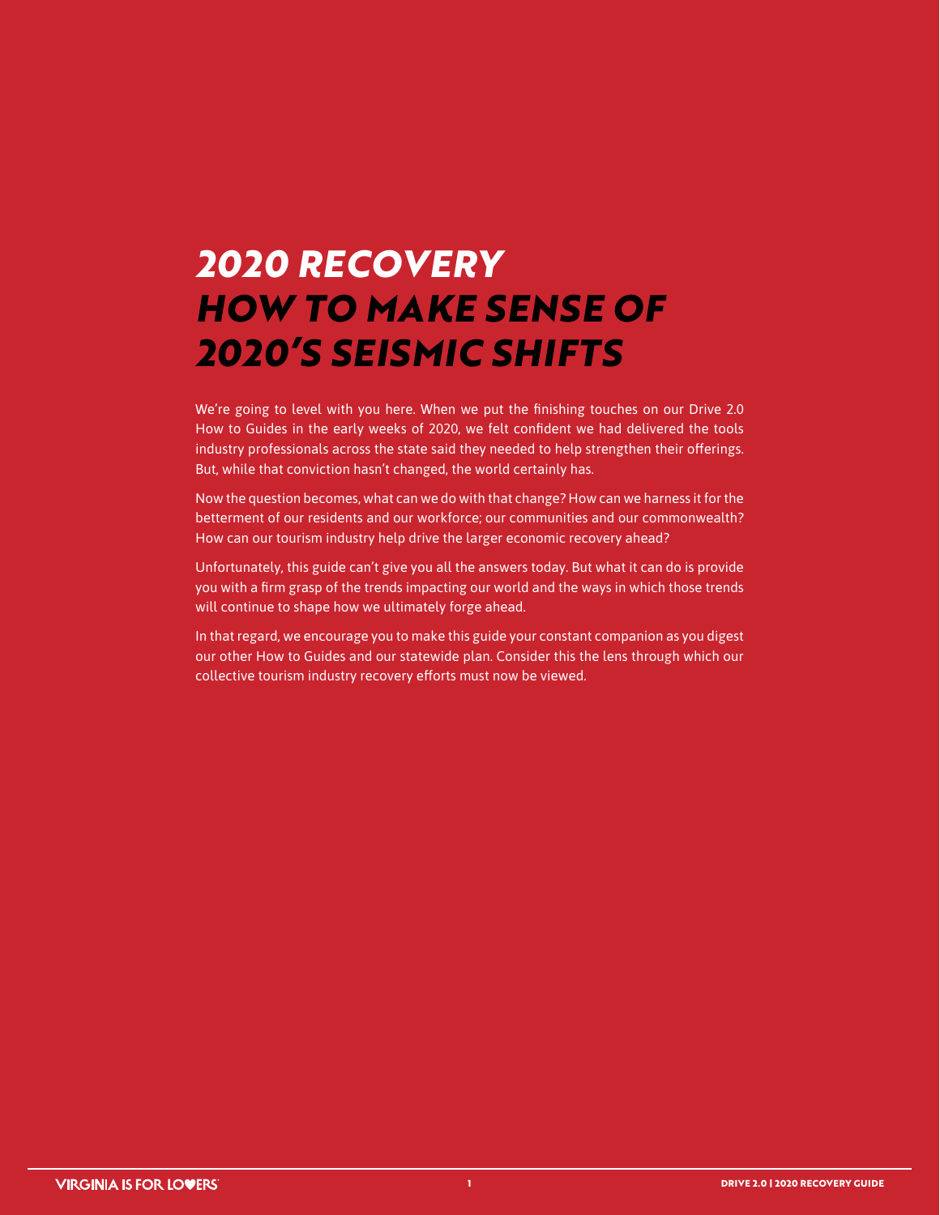# *2020 RECOVERY*
# *HOW TO MAKE SENSE OF 2020'S SEISMIC SHIFTS*

We're going to level with you here. When we put the finishing touches on our Drive 2.0 How to Guides in the early weeks of 2020, we felt confident we had delivered the tools industry professionals across the state said they needed to help strengthen their offerings. But, while that conviction hasn't changed, the world certainly has.

Now the question becomes, what can we do with that change? How can we harness it for the betterment of our residents and our workforce; our communities and our commonwealth? How can our tourism industry help drive the larger economic recovery ahead?

Unfortunately, this guide can't give you all the answers today. But what it can do is provide you with a firm grasp of the trends impacting our world and the ways in which those trends will continue to shape how we ultimately forge ahead.

In that regard, we encourage you to make this guide your constant companion as you digest our other How to Guides and our statewide plan. Consider this the lens through which our collective tourism industry recovery efforts must now be viewed.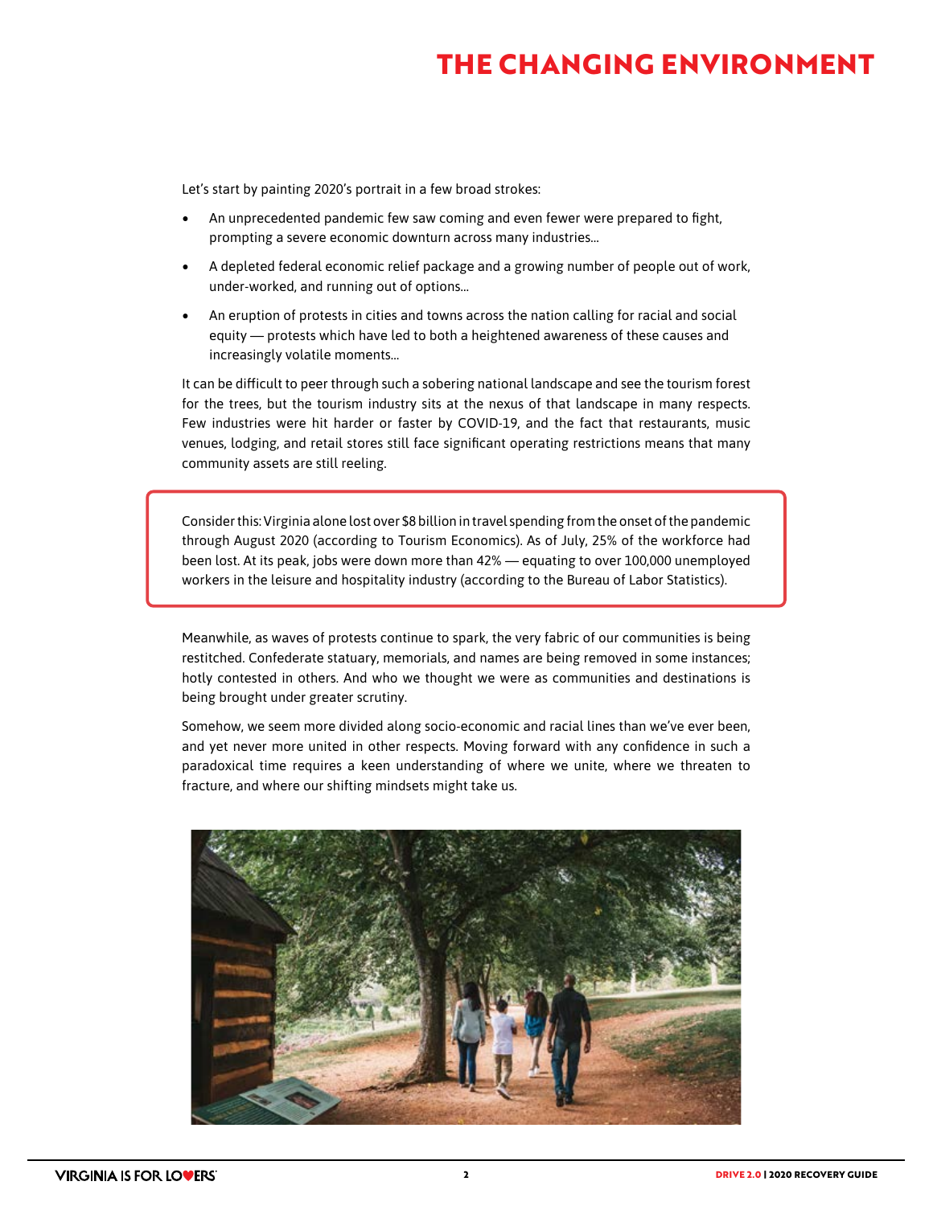# THE CHANGING ENVIRONMENT

Let's start by painting 2020's portrait in a few broad strokes:

- An unprecedented pandemic few saw coming and even fewer were prepared to fight, prompting a severe economic downturn across many industries...
- A depleted federal economic relief package and a growing number of people out of work, under-worked, and running out of options...
- An eruption of protests in cities and towns across the nation calling for racial and social equity — protests which have led to both a heightened awareness of these causes and increasingly volatile moments...

It can be difficult to peer through such a sobering national landscape and see the tourism forest for the trees, but the tourism industry sits at the nexus of that landscape in many respects. Few industries were hit harder or faster by COVID-19, and the fact that restaurants, music venues, lodging, and retail stores still face significant operating restrictions means that many community assets are still reeling.

Consider this: Virginia alone lost over $8 billion in travel spending from the onset of the pandemic through August 2020 (according to Tourism Economics). As of July, 25% of the workforce had been lost. At its peak, jobs were down more than 42% — equating to over 100,000 unemployed workers in the leisure and hospitality industry (according to the Bureau of Labor Statistics).

Meanwhile, as waves of protests continue to spark, the very fabric of our communities is being restitched. Confederate statuary, memorials, and names are being removed in some instances; hotly contested in others. And who we thought we were as communities and destinations is being brought under greater scrutiny.

Somehow, we seem more divided along socio-economic and racial lines than we've ever been, and yet never more united in other respects. Moving forward with any confidence in such a paradoxical time requires a keen understanding of where we unite, where we threaten to fracture, and where our shifting mindsets might take us.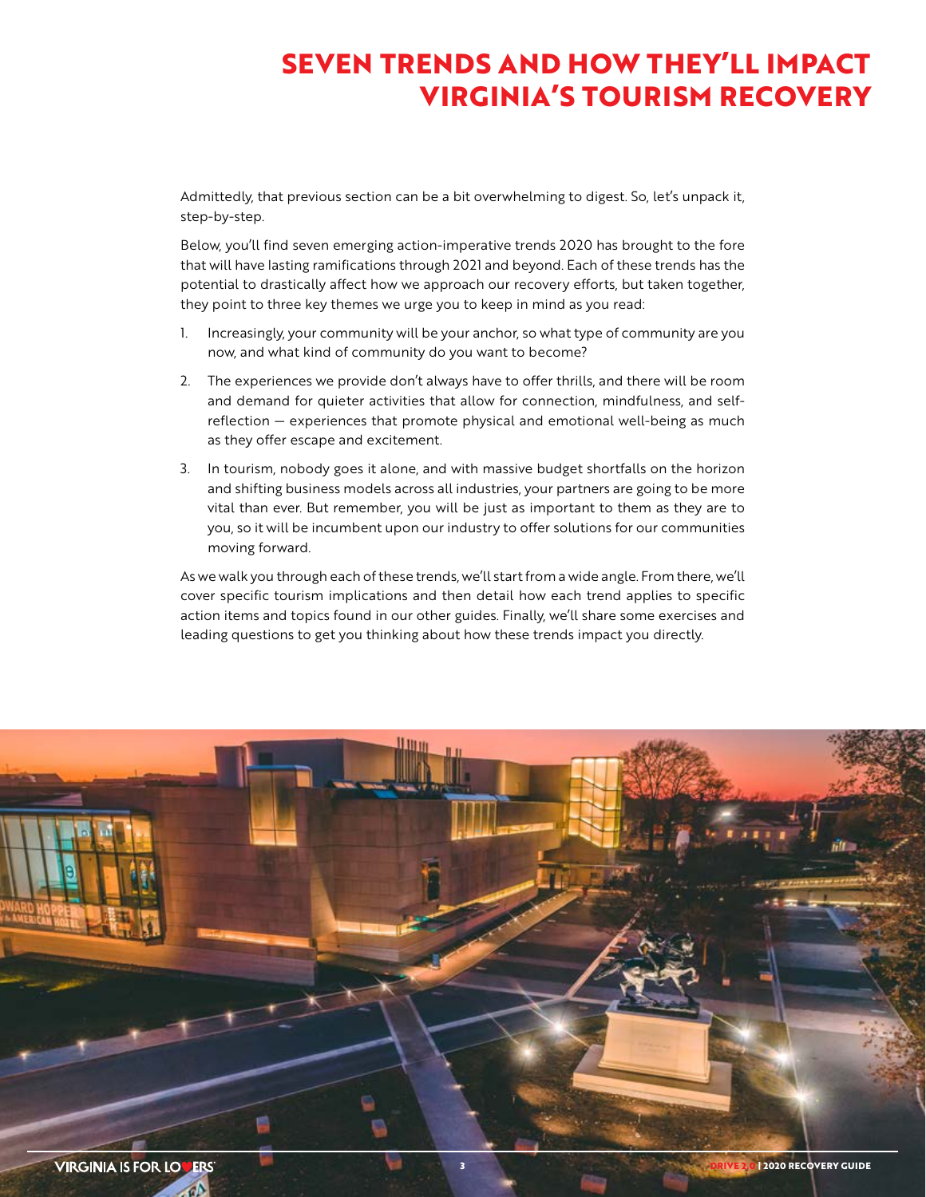# SEVEN TRENDS AND HOW THEY'LL IMPACT VIRGINIA'S TOURISM RECOVERY

Admittedly, that previous section can be a bit overwhelming to digest. So, let's unpack it, step-by-step.

Below, you'll find seven emerging action-imperative trends 2020 has brought to the fore that will have lasting ramifications through 2021 and beyond. Each of these trends has the potential to drastically affect how we approach our recovery efforts, but taken together, they point to three key themes we urge you to keep in mind as you read:

1. Increasingly, your community will be your anchor, so what type of community are you now, and what kind of community do you want to become?
2. The experiences we provide don't always have to offer thrills, and there will be room and demand for quieter activities that allow for connection, mindfulness, and self-reflection — experiences that promote physical and emotional well-being as much as they offer escape and excitement.
3. In tourism, nobody goes it alone, and with massive budget shortfalls on the horizon and shifting business models across all industries, your partners are going to be more vital than ever. But remember, you will be just as important to them as they are to you, so it will be incumbent upon our industry to offer solutions for our communities moving forward.

As we walk you through each of these trends, we'll start from a wide angle. From there, we'll cover specific tourism implications and then detail how each trend applies to specific action items and topics found in our other guides. Finally, we'll share some exercises and leading questions to get you thinking about how these trends impact you directly.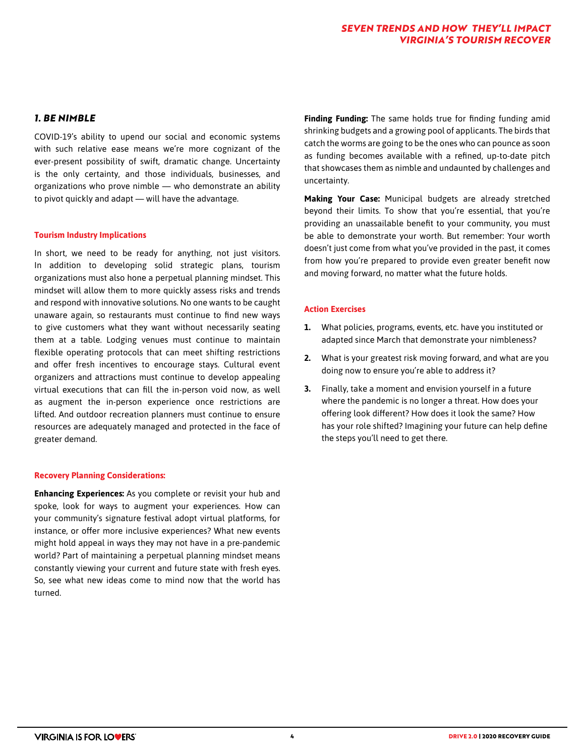## 1. BE NIMBLE

COVID-19's ability to upend our social and economic systems with such relative ease means we're more cognizant of the ever-present possibility of swift, dramatic change. Uncertainty is the only certainty, and those individuals, businesses, and organizations who prove nimble — who demonstrate an ability to pivot quickly and adapt — will have the advantage.

### Tourism Industry Implications

In short, we need to be ready for anything, not just visitors. In addition to developing solid strategic plans, tourism organizations must also hone a perpetual planning mindset. This mindset will allow them to more quickly assess risks and trends and respond with innovative solutions. No one wants to be caught unaware again, so restaurants must continue to find new ways to give customers what they want without necessarily seating them at a table. Lodging venues must continue to maintain flexible operating protocols that can meet shifting restrictions and offer fresh incentives to encourage stays. Cultural event organizers and attractions must continue to develop appealing virtual executions that can fill the in-person void now, as well as augment the in-person experience once restrictions are lifted. And outdoor recreation planners must continue to ensure resources are adequately managed and protected in the face of greater demand.

### Recovery Planning Considerations:

**Enhancing Experiences:** As you complete or revisit your hub and spoke, look for ways to augment your experiences. How can your community's signature festival adopt virtual platforms, for instance, or offer more inclusive experiences? What new events might hold appeal in ways they may not have in a pre-pandemic world? Part of maintaining a perpetual planning mindset means constantly viewing your current and future state with fresh eyes. So, see what new ideas come to mind now that the world has turned.

**Finding Funding:** The same holds true for finding funding amid shrinking budgets and a growing pool of applicants. The birds that catch the worms are going to be the ones who can pounce as soon as funding becomes available with a refined, up-to-date pitch that showcases them as nimble and undaunted by challenges and uncertainty.

**Making Your Case:** Municipal budgets are already stretched beyond their limits. To show that you're essential, that you're providing an unassailable benefit to your community, you must be able to demonstrate your worth. But remember: Your worth doesn't just come from what you've provided in the past, it comes from how you're prepared to provide even greater benefit now and moving forward, no matter what the future holds.

### Action Exercises

1. What policies, programs, events, etc. have you instituted or adapted since March that demonstrate your nimbleness?
2. What is your greatest risk moving forward, and what are you doing now to ensure you're able to address it?
3. Finally, take a moment and envision yourself in a future where the pandemic is no longer a threat. How does your offering look different? How does it look the same? How has your role shifted? Imagining your future can help define the steps you'll need to get there.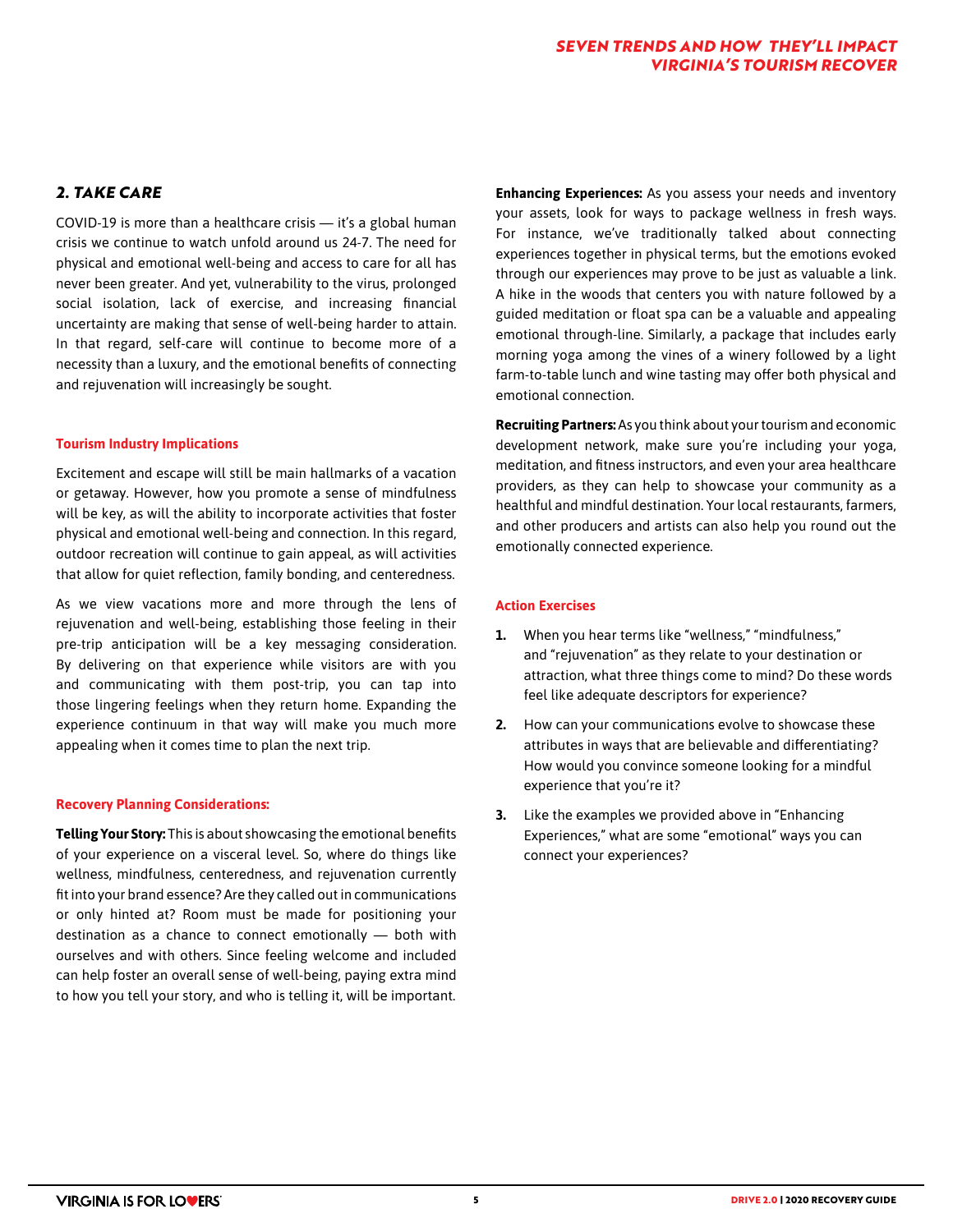## *2. TAKE CARE*

COVID-19 is more than a healthcare crisis — it's a global human crisis we continue to watch unfold around us 24-7. The need for physical and emotional well-being and access to care for all has never been greater. And yet, vulnerability to the virus, prolonged social isolation, lack of exercise, and increasing financial uncertainty are making that sense of well-being harder to attain. In that regard, self-care will continue to become more of a necessity than a luxury, and the emotional benefits of connecting and rejuvenation will increasingly be sought.

### Tourism Industry Implications

Excitement and escape will still be main hallmarks of a vacation or getaway. However, how you promote a sense of mindfulness will be key, as will the ability to incorporate activities that foster physical and emotional well-being and connection. In this regard, outdoor recreation will continue to gain appeal, as will activities that allow for quiet reflection, family bonding, and centeredness.

As we view vacations more and more through the lens of rejuvenation and well-being, establishing those feeling in their pre-trip anticipation will be a key messaging consideration. By delivering on that experience while visitors are with you and communicating with them post-trip, you can tap into those lingering feelings when they return home. Expanding the experience continuum in that way will make you much more appealing when it comes time to plan the next trip.

### Recovery Planning Considerations:

**Telling Your Story:** This is about showcasing the emotional benefits of your experience on a visceral level. So, where do things like wellness, mindfulness, centeredness, and rejuvenation currently fit into your brand essence? Are they called out in communications or only hinted at? Room must be made for positioning your destination as a chance to connect emotionally — both with ourselves and with others. Since feeling welcome and included can help foster an overall sense of well-being, paying extra mind to how you tell your story, and who is telling it, will be important.

**Enhancing Experiences:** As you assess your needs and inventory your assets, look for ways to package wellness in fresh ways. For instance, we've traditionally talked about connecting experiences together in physical terms, but the emotions evoked through our experiences may prove to be just as valuable a link. A hike in the woods that centers you with nature followed by a guided meditation or float spa can be a valuable and appealing emotional through-line. Similarly, a package that includes early morning yoga among the vines of a winery followed by a light farm-to-table lunch and wine tasting may offer both physical and emotional connection.

**Recruiting Partners:** As you think about your tourism and economic development network, make sure you're including your yoga, meditation, and fitness instructors, and even your area healthcare providers, as they can help to showcase your community as a healthful and mindful destination. Your local restaurants, farmers, and other producers and artists can also help you round out the emotionally connected experience.

### Action Exercises

1. When you hear terms like "wellness," "mindfulness," and "rejuvenation" as they relate to your destination or attraction, what three things come to mind? Do these words feel like adequate descriptors for experience?
2. How can your communications evolve to showcase these attributes in ways that are believable and differentiating? How would you convince someone looking for a mindful experience that you're it?
3. Like the examples we provided above in "Enhancing Experiences," what are some "emotional" ways you can connect your experiences?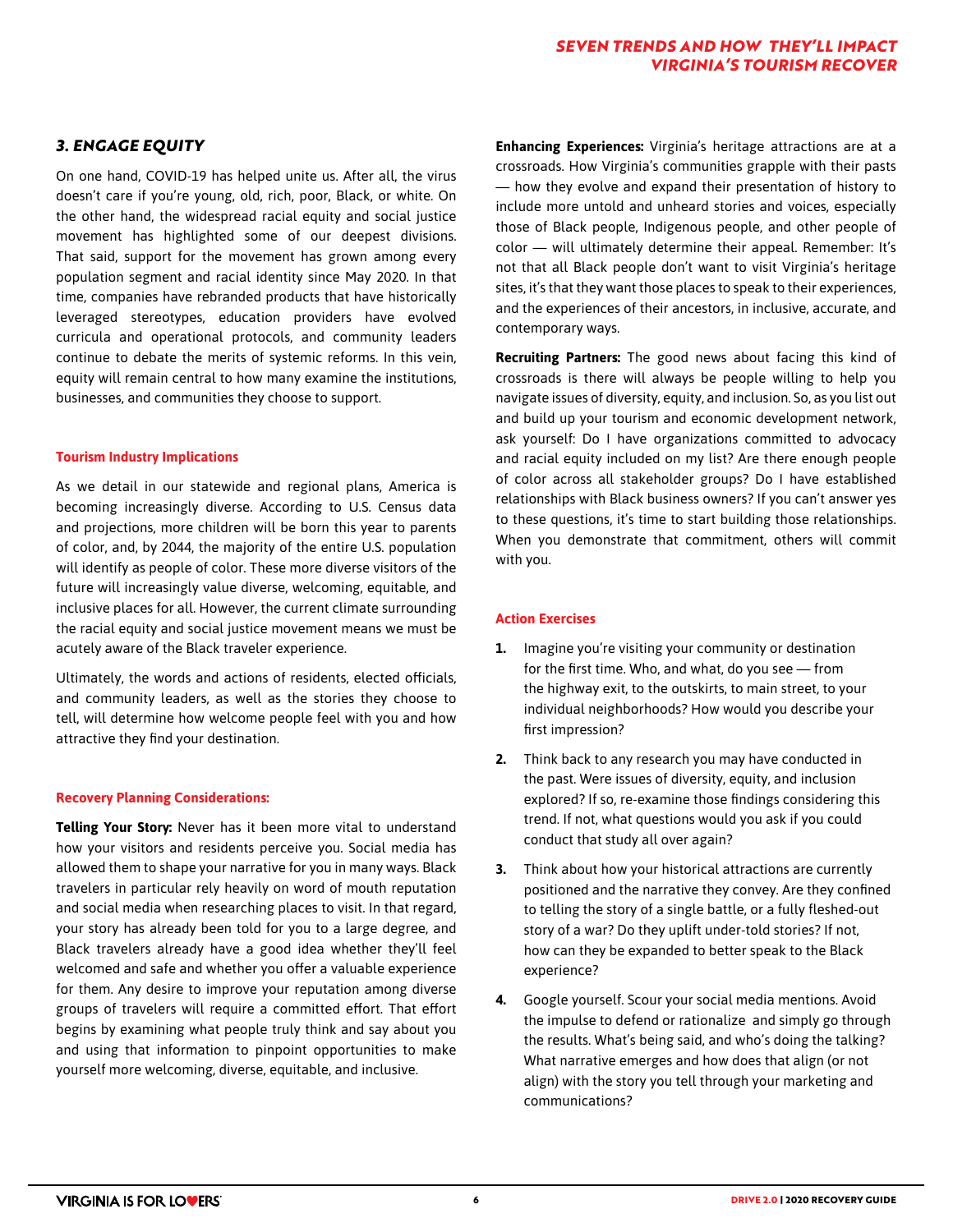### *3. ENGAGE EQUITY*

On one hand, COVID-19 has helped unite us. After all, the virus doesn't care if you're young, old, rich, poor, Black, or white. On the other hand, the widespread racial equity and social justice movement has highlighted some of our deepest divisions. That said, support for the movement has grown among every population segment and racial identity since May 2020. In that time, companies have rebranded products that have historically leveraged stereotypes, education providers have evolved curricula and operational protocols, and community leaders continue to debate the merits of systemic reforms. In this vein, equity will remain central to how many examine the institutions, businesses, and communities they choose to support.

#### Tourism Industry Implications

As we detail in our statewide and regional plans, America is becoming increasingly diverse. According to U.S. Census data and projections, more children will be born this year to parents of color, and, by 2044, the majority of the entire U.S. population will identify as people of color. These more diverse visitors of the future will increasingly value diverse, welcoming, equitable, and inclusive places for all. However, the current climate surrounding the racial equity and social justice movement means we must be acutely aware of the Black traveler experience.

Ultimately, the words and actions of residents, elected officials, and community leaders, as well as the stories they choose to tell, will determine how welcome people feel with you and how attractive they find your destination.

#### Recovery Planning Considerations:

**Telling Your Story:** Never has it been more vital to understand how your visitors and residents perceive you. Social media has allowed them to shape your narrative for you in many ways. Black travelers in particular rely heavily on word of mouth reputation and social media when researching places to visit. In that regard, your story has already been told for you to a large degree, and Black travelers already have a good idea whether they'll feel welcomed and safe and whether you offer a valuable experience for them. Any desire to improve your reputation among diverse groups of travelers will require a committed effort. That effort begins by examining what people truly think and say about you and using that information to pinpoint opportunities to make yourself more welcoming, diverse, equitable, and inclusive.

**Enhancing Experiences:** Virginia's heritage attractions are at a crossroads. How Virginia's communities grapple with their pasts — how they evolve and expand their presentation of history to include more untold and unheard stories and voices, especially those of Black people, Indigenous people, and other people of color — will ultimately determine their appeal. Remember: It's not that all Black people don't want to visit Virginia's heritage sites, it's that they want those places to speak to their experiences, and the experiences of their ancestors, in inclusive, accurate, and contemporary ways.

**Recruiting Partners:** The good news about facing this kind of crossroads is there will always be people willing to help you navigate issues of diversity, equity, and inclusion. So, as you list out and build up your tourism and economic development network, ask yourself: Do I have organizations committed to advocacy and racial equity included on my list? Are there enough people of color across all stakeholder groups? Do I have established relationships with Black business owners? If you can't answer yes to these questions, it's time to start building those relationships. When you demonstrate that commitment, others will commit with you.

#### Action Exercises

1. Imagine you're visiting your community or destination for the first time. Who, and what, do you see — from the highway exit, to the outskirts, to main street, to your individual neighborhoods? How would you describe your first impression?
2. Think back to any research you may have conducted in the past. Were issues of diversity, equity, and inclusion explored? If so, re-examine those findings considering this trend. If not, what questions would you ask if you could conduct that study all over again?
3. Think about how your historical attractions are currently positioned and the narrative they convey. Are they confined to telling the story of a single battle, or a fully fleshed-out story of a war? Do they uplift under-told stories? If not, how can they be expanded to better speak to the Black experience?
4. Google yourself. Scour your social media mentions. Avoid the impulse to defend or rationalize and simply go through the results. What's being said, and who's doing the talking? What narrative emerges and how does that align (or not align) with the story you tell through your marketing and communications?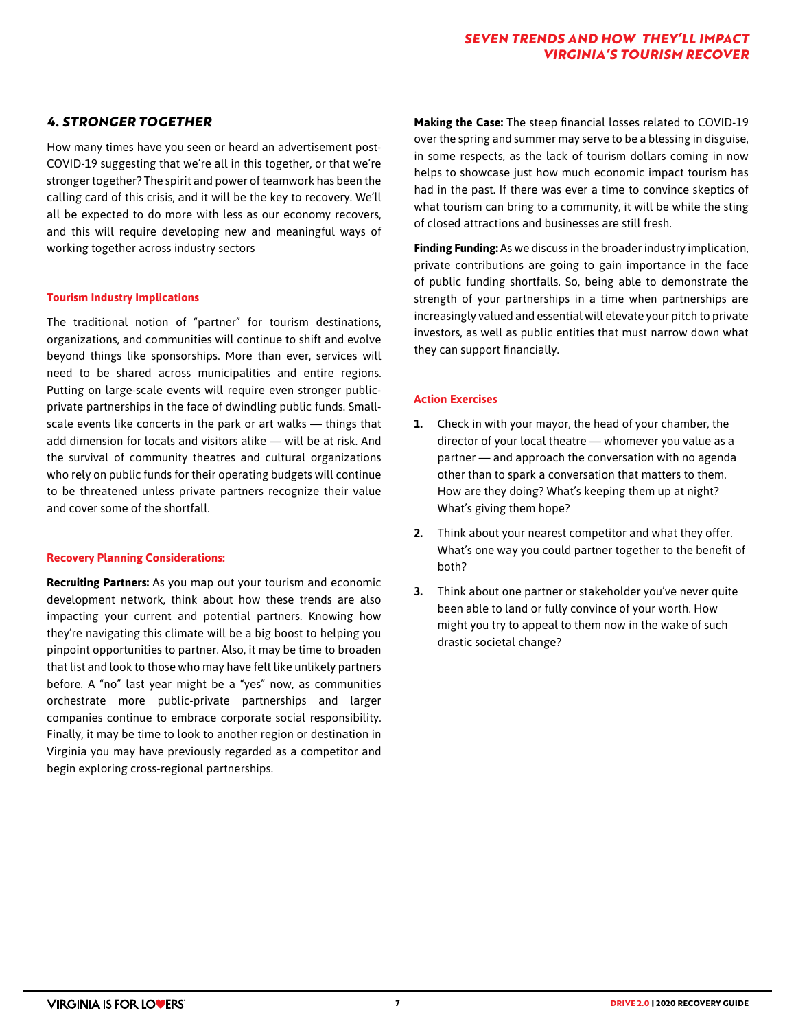## *4. STRONGER TOGETHER*

How many times have you seen or heard an advertisement post-COVID-19 suggesting that we're all in this together, or that we're stronger together? The spirit and power of teamwork has been the calling card of this crisis, and it will be the key to recovery. We'll all be expected to do more with less as our economy recovers, and this will require developing new and meaningful ways of working together across industry sectors

### Tourism Industry Implications

The traditional notion of "partner" for tourism destinations, organizations, and communities will continue to shift and evolve beyond things like sponsorships. More than ever, services will need to be shared across municipalities and entire regions. Putting on large-scale events will require even stronger public-private partnerships in the face of dwindling public funds. Small-scale events like concerts in the park or art walks — things that add dimension for locals and visitors alike — will be at risk. And the survival of community theatres and cultural organizations who rely on public funds for their operating budgets will continue to be threatened unless private partners recognize their value and cover some of the shortfall.

### Recovery Planning Considerations:

**Recruiting Partners:** As you map out your tourism and economic development network, think about how these trends are also impacting your current and potential partners. Knowing how they're navigating this climate will be a big boost to helping you pinpoint opportunities to partner. Also, it may be time to broaden that list and look to those who may have felt like unlikely partners before. A "no" last year might be a "yes" now, as communities orchestrate more public-private partnerships and larger companies continue to embrace corporate social responsibility. Finally, it may be time to look to another region or destination in Virginia you may have previously regarded as a competitor and begin exploring cross-regional partnerships.

**Making the Case:** The steep financial losses related to COVID-19 over the spring and summer may serve to be a blessing in disguise, in some respects, as the lack of tourism dollars coming in now helps to showcase just how much economic impact tourism has had in the past. If there was ever a time to convince skeptics of what tourism can bring to a community, it will be while the sting of closed attractions and businesses are still fresh.

**Finding Funding:** As we discuss in the broader industry implication, private contributions are going to gain importance in the face of public funding shortfalls. So, being able to demonstrate the strength of your partnerships in a time when partnerships are increasingly valued and essential will elevate your pitch to private investors, as well as public entities that must narrow down what they can support financially.

### Action Exercises

1. Check in with your mayor, the head of your chamber, the director of your local theatre — whomever you value as a partner — and approach the conversation with no agenda other than to spark a conversation that matters to them. How are they doing? What's keeping them up at night? What's giving them hope?
2. Think about your nearest competitor and what they offer. What's one way you could partner together to the benefit of both?
3. Think about one partner or stakeholder you've never quite been able to land or fully convince of your worth. How might you try to appeal to them now in the wake of such drastic societal change?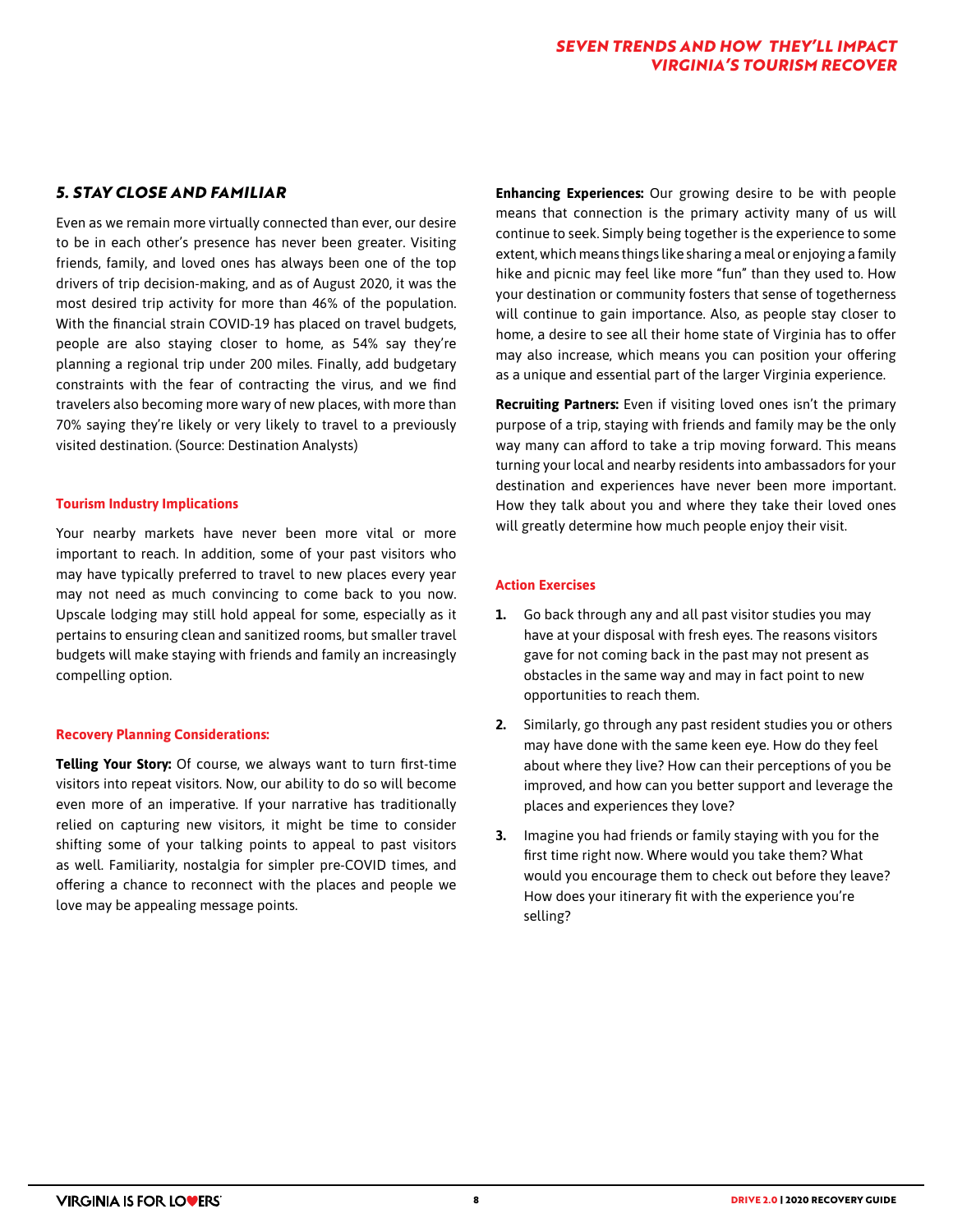## *5. STAY CLOSE AND FAMILIAR*

Even as we remain more virtually connected than ever, our desire to be in each other's presence has never been greater. Visiting friends, family, and loved ones has always been one of the top drivers of trip decision-making, and as of August 2020, it was the most desired trip activity for more than 46% of the population. With the financial strain COVID-19 has placed on travel budgets, people are also staying closer to home, as 54% say they're planning a regional trip under 200 miles. Finally, add budgetary constraints with the fear of contracting the virus, and we find travelers also becoming more wary of new places, with more than 70% saying they're likely or very likely to travel to a previously visited destination. (Source: Destination Analysts)

### Tourism Industry Implications

Your nearby markets have never been more vital or more important to reach. In addition, some of your past visitors who may have typically preferred to travel to new places every year may not need as much convincing to come back to you now. Upscale lodging may still hold appeal for some, especially as it pertains to ensuring clean and sanitized rooms, but smaller travel budgets will make staying with friends and family an increasingly compelling option.

### Recovery Planning Considerations:

**Telling Your Story:** Of course, we always want to turn first-time visitors into repeat visitors. Now, our ability to do so will become even more of an imperative. If your narrative has traditionally relied on capturing new visitors, it might be time to consider shifting some of your talking points to appeal to past visitors as well. Familiarity, nostalgia for simpler pre-COVID times, and offering a chance to reconnect with the places and people we love may be appealing message points.

**Enhancing Experiences:** Our growing desire to be with people means that connection is the primary activity many of us will continue to seek. Simply being together is the experience to some extent, which means things like sharing a meal or enjoying a family hike and picnic may feel like more "fun" than they used to. How your destination or community fosters that sense of togetherness will continue to gain importance. Also, as people stay closer to home, a desire to see all their home state of Virginia has to offer may also increase, which means you can position your offering as a unique and essential part of the larger Virginia experience.

**Recruiting Partners:** Even if visiting loved ones isn't the primary purpose of a trip, staying with friends and family may be the only way many can afford to take a trip moving forward. This means turning your local and nearby residents into ambassadors for your destination and experiences have never been more important. How they talk about you and where they take their loved ones will greatly determine how much people enjoy their visit.

### Action Exercises

1. Go back through any and all past visitor studies you may have at your disposal with fresh eyes. The reasons visitors gave for not coming back in the past may not present as obstacles in the same way and may in fact point to new opportunities to reach them.
2. Similarly, go through any past resident studies you or others may have done with the same keen eye. How do they feel about where they live? How can their perceptions of you be improved, and how can you better support and leverage the places and experiences they love?
3. Imagine you had friends or family staying with you for the first time right now. Where would you take them? What would you encourage them to check out before they leave? How does your itinerary fit with the experience you're selling?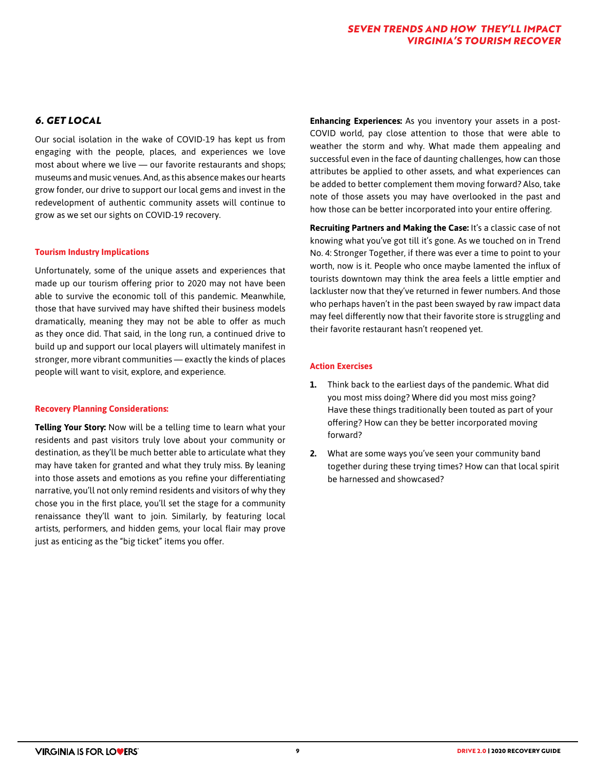## 6. GET LOCAL

Our social isolation in the wake of COVID-19 has kept us from engaging with the people, places, and experiences we love most about where we live — our favorite restaurants and shops; museums and music venues. And, as this absence makes our hearts grow fonder, our drive to support our local gems and invest in the redevelopment of authentic community assets will continue to grow as we set our sights on COVID-19 recovery.

### Tourism Industry Implications

Unfortunately, some of the unique assets and experiences that made up our tourism offering prior to 2020 may not have been able to survive the economic toll of this pandemic. Meanwhile, those that have survived may have shifted their business models dramatically, meaning they may not be able to offer as much as they once did. That said, in the long run, a continued drive to build up and support our local players will ultimately manifest in stronger, more vibrant communities — exactly the kinds of places people will want to visit, explore, and experience.

### Recovery Planning Considerations:

**Telling Your Story:** Now will be a telling time to learn what your residents and past visitors truly love about your community or destination, as they'll be much better able to articulate what they may have taken for granted and what they truly miss. By leaning into those assets and emotions as you refine your differentiating narrative, you'll not only remind residents and visitors of why they chose you in the first place, you'll set the stage for a community renaissance they'll want to join. Similarly, by featuring local artists, performers, and hidden gems, your local flair may prove just as enticing as the "big ticket" items you offer.

**Enhancing Experiences:** As you inventory your assets in a post-COVID world, pay close attention to those that were able to weather the storm and why. What made them appealing and successful even in the face of daunting challenges, how can those attributes be applied to other assets, and what experiences can be added to better complement them moving forward? Also, take note of those assets you may have overlooked in the past and how those can be better incorporated into your entire offering.

**Recruiting Partners and Making the Case:** It's a classic case of not knowing what you've got till it's gone. As we touched on in Trend No. 4: Stronger Together, if there was ever a time to point to your worth, now is it. People who once maybe lamented the influx of tourists downtown may think the area feels a little emptier and lackluster now that they've returned in fewer numbers. And those who perhaps haven't in the past been swayed by raw impact data may feel differently now that their favorite store is struggling and their favorite restaurant hasn't reopened yet.

### Action Exercises

1. Think back to the earliest days of the pandemic. What did you most miss doing? Where did you most miss going? Have these things traditionally been touted as part of your offering? How can they be better incorporated moving forward?
2. What are some ways you've seen your community band together during these trying times? How can that local spirit be harnessed and showcased?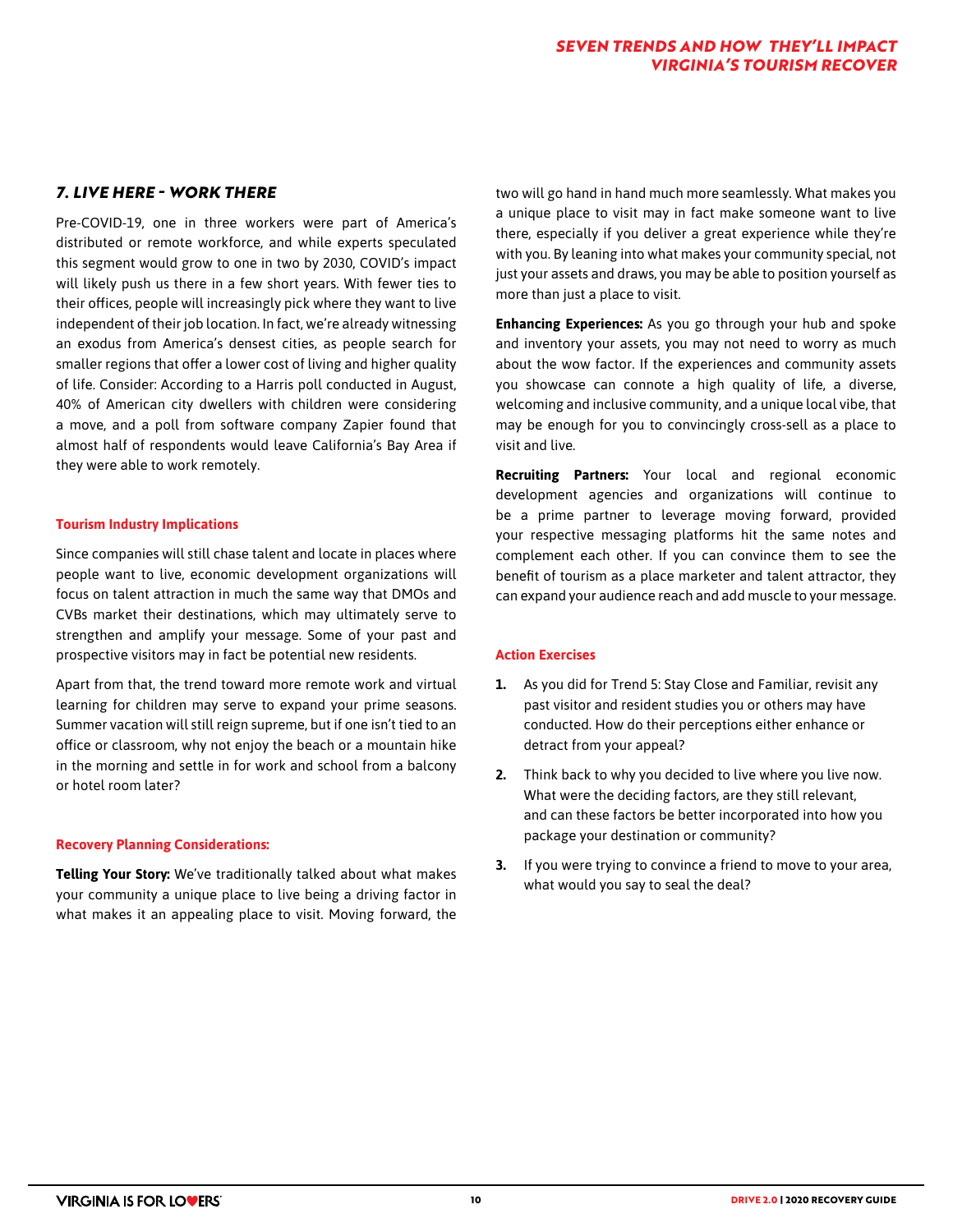## *7. LIVE HERE - WORK THERE*

Pre-COVID-19, one in three workers were part of America's distributed or remote workforce, and while experts speculated this segment would grow to one in two by 2030, COVID's impact will likely push us there in a few short years. With fewer ties to their offices, people will increasingly pick where they want to live independent of their job location. In fact, we're already witnessing an exodus from America's densest cities, as people search for smaller regions that offer a lower cost of living and higher quality of life. Consider: According to a Harris poll conducted in August, 40% of American city dwellers with children were considering a move, and a poll from software company Zapier found that almost half of respondents would leave California's Bay Area if they were able to work remotely.

### Tourism Industry Implications

Since companies will still chase talent and locate in places where people want to live, economic development organizations will focus on talent attraction in much the same way that DMOs and CVBs market their destinations, which may ultimately serve to strengthen and amplify your message. Some of your past and prospective visitors may in fact be potential new residents.

Apart from that, the trend toward more remote work and virtual learning for children may serve to expand your prime seasons. Summer vacation will still reign supreme, but if one isn't tied to an office or classroom, why not enjoy the beach or a mountain hike in the morning and settle in for work and school from a balcony or hotel room later?

### Recovery Planning Considerations:

**Telling Your Story:** We've traditionally talked about what makes your community a unique place to live being a driving factor in what makes it an appealing place to visit. Moving forward, the two will go hand in hand much more seamlessly. What makes you a unique place to visit may in fact make someone want to live there, especially if you deliver a great experience while they're with you. By leaning into what makes your community special, not just your assets and draws, you may be able to position yourself as more than just a place to visit.

**Enhancing Experiences:** As you go through your hub and spoke and inventory your assets, you may not need to worry as much about the wow factor. If the experiences and community assets you showcase can connote a high quality of life, a diverse, welcoming and inclusive community, and a unique local vibe, that may be enough for you to convincingly cross-sell as a place to visit and live.

**Recruiting Partners:** Your local and regional economic development agencies and organizations will continue to be a prime partner to leverage moving forward, provided your respective messaging platforms hit the same notes and complement each other. If you can convince them to see the benefit of tourism as a place marketer and talent attractor, they can expand your audience reach and add muscle to your message.

### Action Exercises

1. As you did for Trend 5: Stay Close and Familiar, revisit any past visitor and resident studies you or others may have conducted. How do their perceptions either enhance or detract from your appeal?
2. Think back to why you decided to live where you live now. What were the deciding factors, are they still relevant, and can these factors be better incorporated into how you package your destination or community?
3. If you were trying to convince a friend to move to your area, what would you say to seal the deal?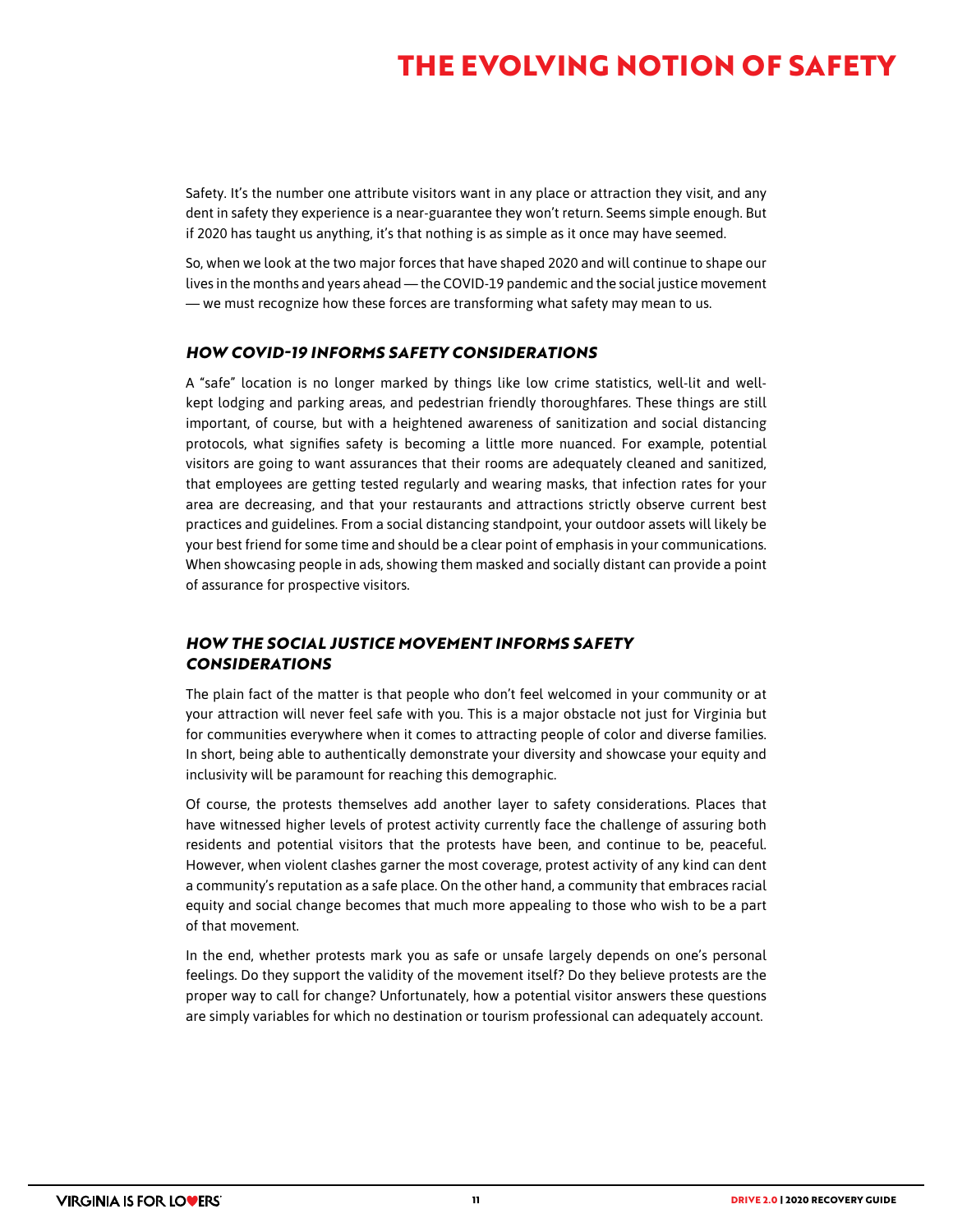# THE EVOLVING NOTION OF SAFETY

Safety. It's the number one attribute visitors want in any place or attraction they visit, and any dent in safety they experience is a near-guarantee they won't return. Seems simple enough. But if 2020 has taught us anything, it's that nothing is as simple as it once may have seemed.

So, when we look at the two major forces that have shaped 2020 and will continue to shape our lives in the months and years ahead — the COVID-19 pandemic and the social justice movement — we must recognize how these forces are transforming what safety may mean to us.

## *HOW COVID-19 INFORMS SAFETY CONSIDERATIONS*

A "safe" location is no longer marked by things like low crime statistics, well-lit and well-kept lodging and parking areas, and pedestrian friendly thoroughfares. These things are still important, of course, but with a heightened awareness of sanitization and social distancing protocols, what signifies safety is becoming a little more nuanced. For example, potential visitors are going to want assurances that their rooms are adequately cleaned and sanitized, that employees are getting tested regularly and wearing masks, that infection rates for your area are decreasing, and that your restaurants and attractions strictly observe current best practices and guidelines. From a social distancing standpoint, your outdoor assets will likely be your best friend for some time and should be a clear point of emphasis in your communications. When showcasing people in ads, showing them masked and socially distant can provide a point of assurance for prospective visitors.

## *HOW THE SOCIAL JUSTICE MOVEMENT INFORMS SAFETY CONSIDERATIONS*

The plain fact of the matter is that people who don't feel welcomed in your community or at your attraction will never feel safe with you. This is a major obstacle not just for Virginia but for communities everywhere when it comes to attracting people of color and diverse families. In short, being able to authentically demonstrate your diversity and showcase your equity and inclusivity will be paramount for reaching this demographic.

Of course, the protests themselves add another layer to safety considerations. Places that have witnessed higher levels of protest activity currently face the challenge of assuring both residents and potential visitors that the protests have been, and continue to be, peaceful. However, when violent clashes garner the most coverage, protest activity of any kind can dent a community's reputation as a safe place. On the other hand, a community that embraces racial equity and social change becomes that much more appealing to those who wish to be a part of that movement.

In the end, whether protests mark you as safe or unsafe largely depends on one's personal feelings. Do they support the validity of the movement itself? Do they believe protests are the proper way to call for change? Unfortunately, how a potential visitor answers these questions are simply variables for which no destination or tourism professional can adequately account.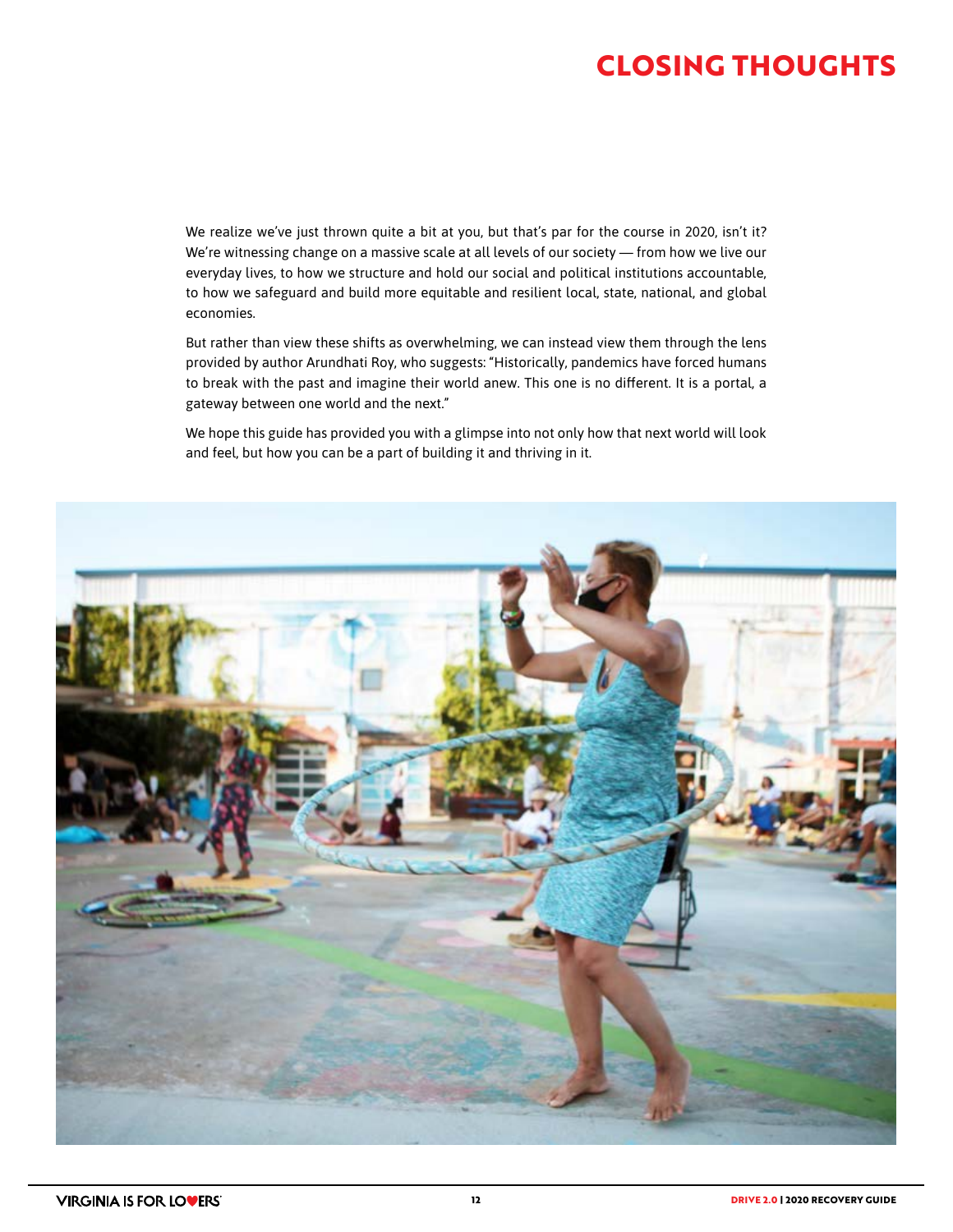# CLOSING THOUGHTS

We realize we've just thrown quite a bit at you, but that's par for the course in 2020, isn't it? We're witnessing change on a massive scale at all levels of our society — from how we live our everyday lives, to how we structure and hold our social and political institutions accountable, to how we safeguard and build more equitable and resilient local, state, national, and global economies.

But rather than view these shifts as overwhelming, we can instead view them through the lens provided by author Arundhati Roy, who suggests: "Historically, pandemics have forced humans to break with the past and imagine their world anew. This one is no different. It is a portal, a gateway between one world and the next."

We hope this guide has provided you with a glimpse into not only how that next world will look and feel, but how you can be a part of building it and thriving in it.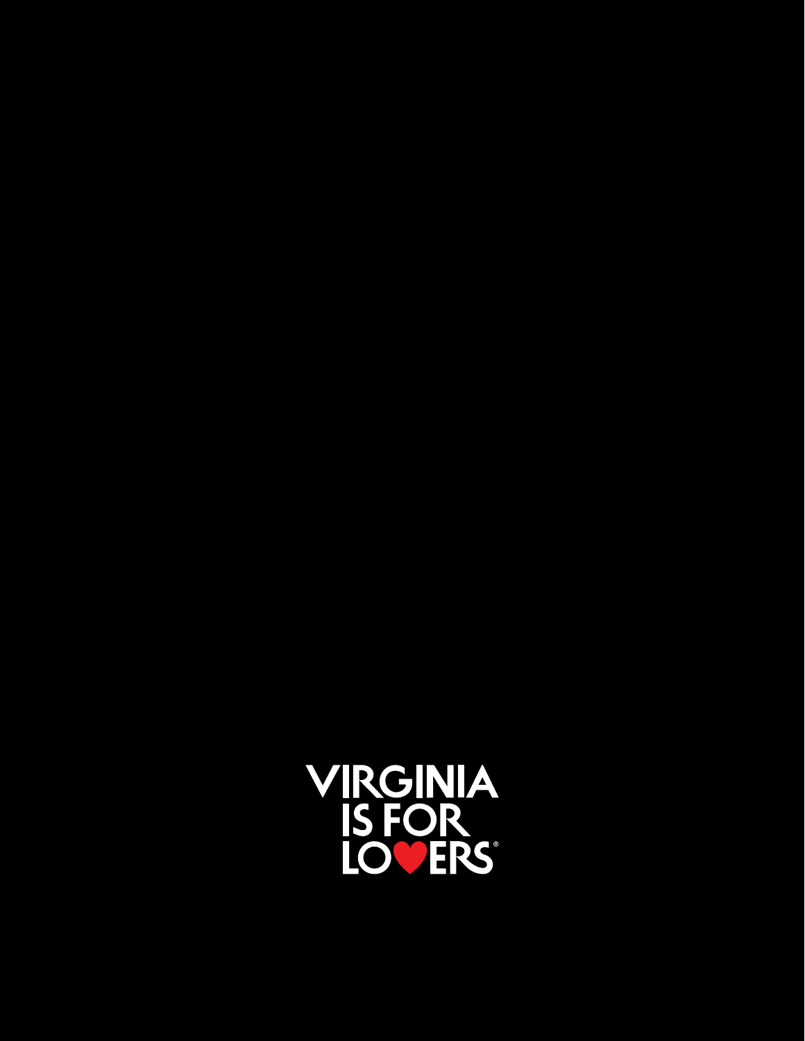VIRGINIA
IS FOR
LOVERS®